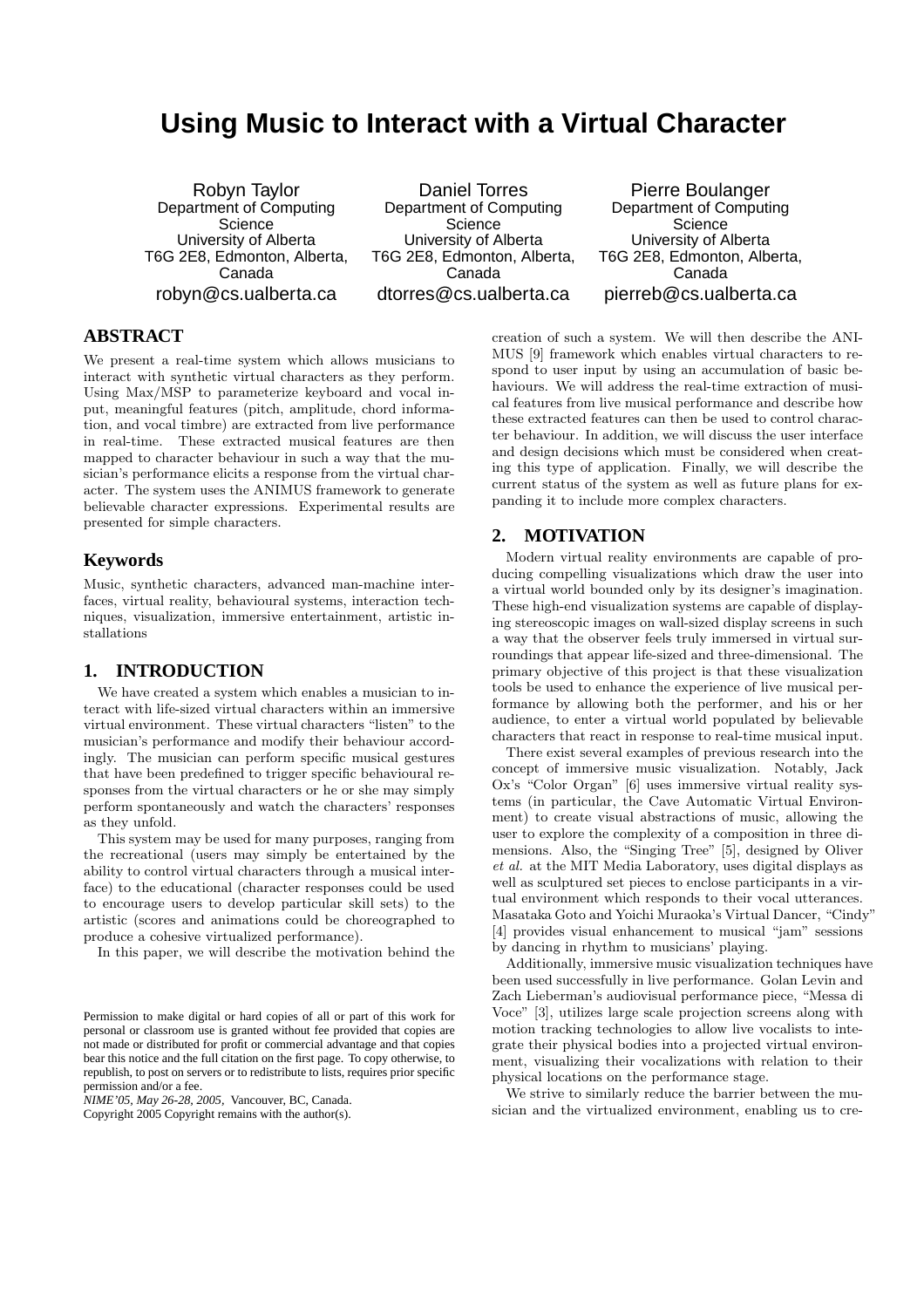# Using Music to Interact with a Virtual Character

Robyn Taylor
Department of Computing Science
University of Alberta
T6G 2E8, Edmonton, Alberta, Canada
robyn@cs.ualberta.ca

Daniel Torres
Department of Computing Science
University of Alberta
T6G 2E8, Edmonton, Alberta, Canada
dtorres@cs.ualberta.ca

Pierre Boulanger
Department of Computing Science
University of Alberta
T6G 2E8, Edmonton, Alberta, Canada
pierreb@cs.ualberta.ca

## ABSTRACT

We present a real-time system which allows musicians to interact with synthetic virtual characters as they perform. Using Max/MSP to parameterize keyboard and vocal input, meaningful features (pitch, amplitude, chord information, and vocal timbre) are extracted from live performance in real-time. These extracted musical features are then mapped to character behaviour in such a way that the musician's performance elicits a response from the virtual character. The system uses the ANIMUS framework to generate believable character expressions. Experimental results are presented for simple characters.

## Keywords

Music, synthetic characters, advanced man-machine interfaces, virtual reality, behavioural systems, interaction techniques, visualization, immersive entertainment, artistic installations

## 1. INTRODUCTION

We have created a system which enables a musician to interact with life-sized virtual characters within an immersive virtual environment. These virtual characters "listen" to the musician's performance and modify their behaviour accordingly. The musician can perform specific musical gestures that have been predefined to trigger specific behavioural responses from the virtual characters or he or she may simply perform spontaneously and watch the characters' responses as they unfold.

This system may be used for many purposes, ranging from the recreational (users may simply be entertained by the ability to control virtual characters through a musical interface) to the educational (character responses could be used to encourage users to develop particular skill sets) to the artistic (scores and animations could be choreographed to produce a cohesive virtualized performance).

In this paper, we will describe the motivation behind the creation of such a system. We will then describe the ANIMUS [9] framework which enables virtual characters to respond to user input by using an accumulation of basic behaviours. We will address the real-time extraction of musical features from live musical performance and describe how these extracted features can then be used to control character behaviour. In addition, we will discuss the user interface and design decisions which must be considered when creating this type of application. Finally, we will describe the current status of the system as well as future plans for expanding it to include more complex characters.

Permission to make digital or hard copies of all or part of this work for personal or classroom use is granted without fee provided that copies are not made or distributed for profit or commercial advantage and that copies bear this notice and the full citation on the first page. To copy otherwise, to republish, to post on servers or to redistribute to lists, requires prior specific permission and/or a fee.
*NIME'05, May 26-28, 2005,* Vancouver, BC, Canada.
Copyright 2005 Copyright remains with the author(s).

## 2. MOTIVATION

Modern virtual reality environments are capable of producing compelling visualizations which draw the user into a virtual world bounded only by its designer's imagination. These high-end visualization systems are capable of displaying stereoscopic images on wall-sized display screens in such a way that the observer feels truly immersed in virtual surroundings that appear life-sized and three-dimensional. The primary objective of this project is that these visualization tools be used to enhance the experience of live musical performance by allowing both the performer, and his or her audience, to enter a virtual world populated by believable characters that react in response to real-time musical input.

There exist several examples of previous research into the concept of immersive music visualization. Notably, Jack Ox's "Color Organ" [6] uses immersive virtual reality systems (in particular, the Cave Automatic Virtual Environment) to create visual abstractions of music, allowing the user to explore the complexity of a composition in three dimensions. Also, the "Singing Tree" [5], designed by Oliver *et al.* at the MIT Media Laboratory, uses digital displays as well as sculptured set pieces to enclose participants in a virtual environment which responds to their vocal utterances. Masataka Goto and Yoichi Muraoka's Virtual Dancer, "Cindy" [4] provides visual enhancement to musical "jam" sessions by dancing in rhythm to musicians' playing.

Additionally, immersive music visualization techniques have been used successfully in live performance. Golan Levin and Zach Lieberman's audiovisual performance piece, "Messa di Voce" [3], utilizes large scale projection screens along with motion tracking technologies to allow live vocalists to integrate their physical bodies into a projected virtual environment, visualizing their vocalizations with relation to their physical locations on the performance stage.

We strive to similarly reduce the barrier between the musician and the virtualized environment, enabling us to cre-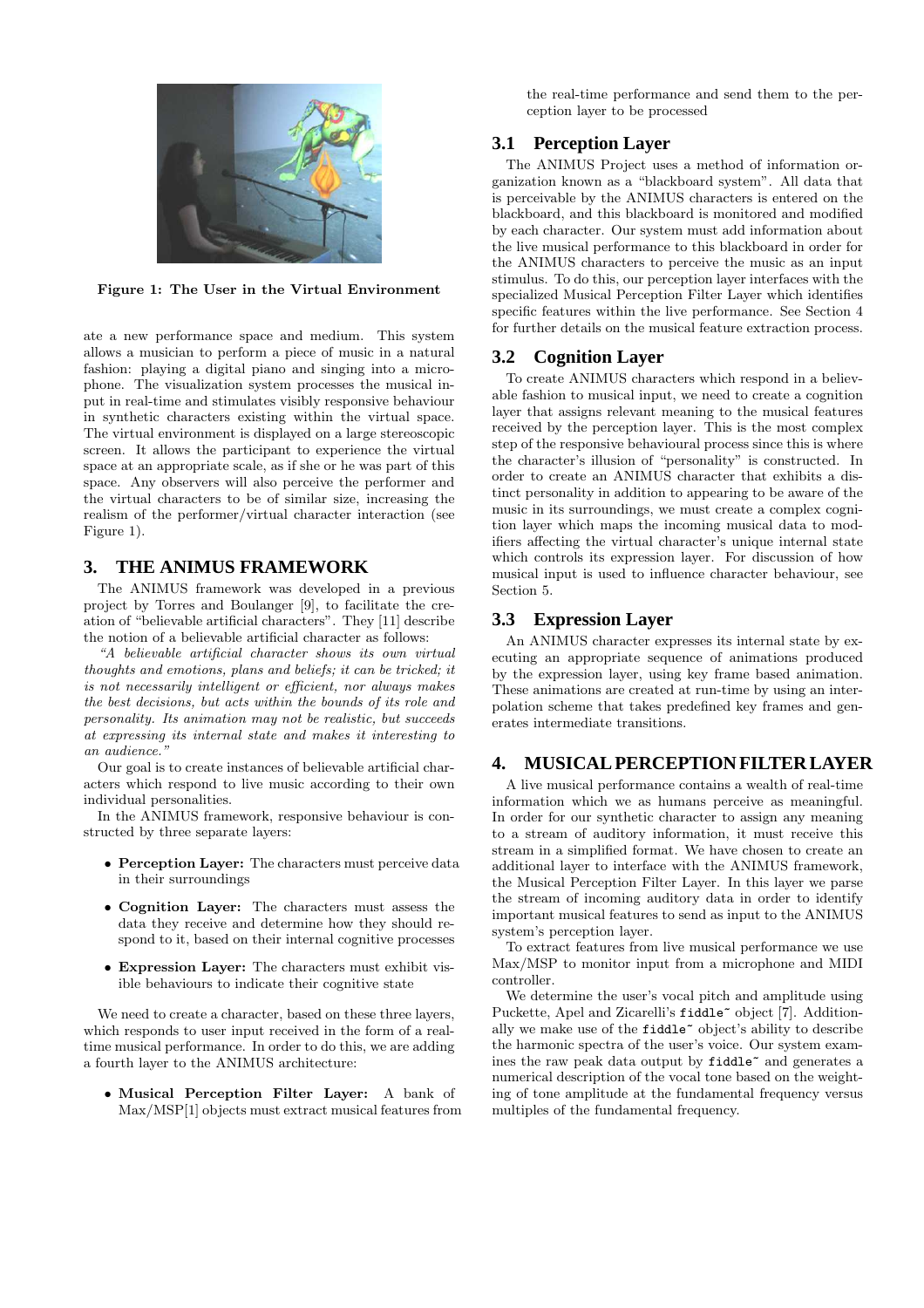Figure 1: The User in the Virtual Environment

ate a new performance space and medium. This system allows a musician to perform a piece of music in a natural fashion: playing a digital piano and singing into a microphone. The visualization system processes the musical input in real-time and stimulates visibly responsive behaviour in synthetic characters existing within the virtual space. The virtual environment is displayed on a large stereoscopic screen. It allows the participant to experience the virtual space at an appropriate scale, as if she or he was part of this space. Any observers will also perceive the performer and the virtual characters to be of similar size, increasing the realism of the performer/virtual character interaction (see Figure 1).

## 3. THE ANIMUS FRAMEWORK

The ANIMUS framework was developed in a previous project by Torres and Boulanger [9], to facilitate the creation of "believable artificial characters". They [11] describe the notion of a believable artificial character as follows:

*"A believable artificial character shows its own virtual thoughts and emotions, plans and beliefs; it can be tricked; it is not necessarily intelligent or efficient, nor always makes the best decisions, but acts within the bounds of its role and personality. Its animation may not be realistic, but succeeds at expressing its internal state and makes it interesting to an audience."*

Our goal is to create instances of believable artificial characters which respond to live music according to their own individual personalities.

In the ANIMUS framework, responsive behaviour is constructed by three separate layers:

- **Perception Layer:** The characters must perceive data in their surroundings
- **Cognition Layer:** The characters must assess the data they receive and determine how they should respond to it, based on their internal cognitive processes
- **Expression Layer:** The characters must exhibit visible behaviours to indicate their cognitive state

We need to create a character, based on these three layers, which responds to user input received in the form of a real-time musical performance. In order to do this, we are adding a fourth layer to the ANIMUS architecture:

- **Musical Perception Filter Layer:** A bank of Max/MSP[1] objects must extract musical features from the real-time performance and send them to the perception layer to be processed

### 3.1 Perception Layer

The ANIMUS Project uses a method of information organization known as a "blackboard system". All data that is perceivable by the ANIMUS characters is entered on the blackboard, and this blackboard is monitored and modified by each character. Our system must add information about the live musical performance to this blackboard in order for the ANIMUS characters to perceive the music as an input stimulus. To do this, our perception layer interfaces with the specialized Musical Perception Filter Layer which identifies specific features within the live performance. See Section 4 for further details on the musical feature extraction process.

### 3.2 Cognition Layer

To create ANIMUS characters which respond in a believable fashion to musical input, we need to create a cognition layer that assigns relevant meaning to the musical features received by the perception layer. This is the most complex step of the responsive behavioural process since this is where the character's illusion of "personality" is constructed. In order to create an ANIMUS character that exhibits a distinct personality in addition to appearing to be aware of the music in its surroundings, we must create a complex cognition layer which maps the incoming musical data to modifiers affecting the virtual character's unique internal state which controls its expression layer. For discussion of how musical input is used to influence character behaviour, see Section 5.

### 3.3 Expression Layer

An ANIMUS character expresses its internal state by executing an appropriate sequence of animations produced by the expression layer, using key frame based animation. These animations are created at run-time by using an interpolation scheme that takes predefined key frames and generates intermediate transitions.

## 4. MUSICAL PERCEPTION FILTER LAYER

A live musical performance contains a wealth of real-time information which we as humans perceive as meaningful. In order for our synthetic character to assign any meaning to a stream of auditory information, it must receive this stream in a simplified format. We have chosen to create an additional layer to interface with the ANIMUS framework, the Musical Perception Filter Layer. In this layer we parse the stream of incoming auditory data in order to identify important musical features to send as input to the ANIMUS system's perception layer.

To extract features from live musical performance we use Max/MSP to monitor input from a microphone and MIDI controller.

We determine the user's vocal pitch and amplitude using Puckette, Apel and Zicarelli's `fiddle~` object [7]. Additionally we make use of the `fiddle~` object's ability to describe the harmonic spectra of the user's voice. Our system examines the raw peak data output by `fiddle~` and generates a numerical description of the vocal tone based on the weighting of tone amplitude at the fundamental frequency versus multiples of the fundamental frequency.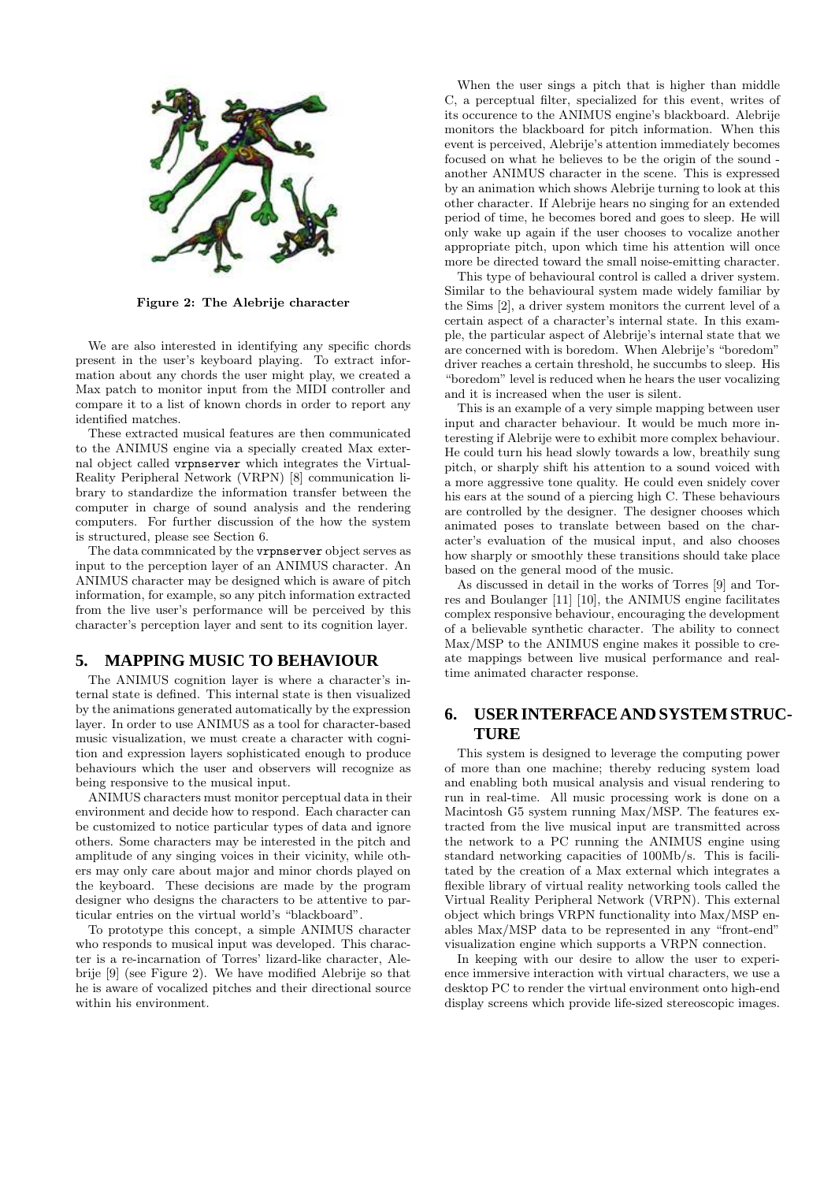Figure 2: The Alebrije character

We are also interested in identifying any specific chords present in the user's keyboard playing. To extract information about any chords the user might play, we created a Max patch to monitor input from the MIDI controller and compare it to a list of known chords in order to report any identified matches.

These extracted musical features are then communicated to the ANIMUS engine via a specially created Max external object called `vrpnserver` which integrates the Virtual-Reality Peripheral Network (VRPN) [8] communication library to standardize the information transfer between the computer in charge of sound analysis and the rendering computers. For further discussion of the how the system is structured, please see Section 6.

The data commnicated by the `vrpnserver` object serves as input to the perception layer of an ANIMUS character. An ANIMUS character may be designed which is aware of pitch information, for example, so any pitch information extracted from the live user's performance will be perceived by this character's perception layer and sent to its cognition layer.

## 5. MAPPING MUSIC TO BEHAVIOUR

The ANIMUS cognition layer is where a character's internal state is defined. This internal state is then visualized by the animations generated automatically by the expression layer. In order to use ANIMUS as a tool for character-based music visualization, we must create a character with cognition and expression layers sophisticated enough to produce behaviours which the user and observers will recognize as being responsive to the musical input.

ANIMUS characters must monitor perceptual data in their environment and decide how to respond. Each character can be customized to notice particular types of data and ignore others. Some characters may be interested in the pitch and amplitude of any singing voices in their vicinity, while others may only care about major and minor chords played on the keyboard. These decisions are made by the program designer who designs the characters to be attentive to particular entries on the virtual world's "blackboard".

To prototype this concept, a simple ANIMUS character who responds to musical input was developed. This character is a re-incarnation of Torres' lizard-like character, Alebrije [9] (see Figure 2). We have modified Alebrije so that he is aware of vocalized pitches and their directional source within his environment.

When the user sings a pitch that is higher than middle C, a perceptual filter, specialized for this event, writes of its occurence to the ANIMUS engine's blackboard. Alebrije monitors the blackboard for pitch information. When this event is perceived, Alebrije's attention immediately becomes focused on what he believes to be the origin of the sound - another ANIMUS character in the scene. This is expressed by an animation which shows Alebrije turning to look at this other character. If Alebrije hears no singing for an extended period of time, he becomes bored and goes to sleep. He will only wake up again if the user chooses to vocalize another appropriate pitch, upon which time his attention will once more be directed toward the small noise-emitting character.

This type of behavioural control is called a driver system. Similar to the behavioural system made widely familiar by the Sims [2], a driver system monitors the current level of a certain aspect of a character's internal state. In this example, the particular aspect of Alebrije's internal state that we are concerned with is boredom. When Alebrije's "boredom" driver reaches a certain threshold, he succumbs to sleep. His "boredom" level is reduced when he hears the user vocalizing and it is increased when the user is silent.

This is an example of a very simple mapping between user input and character behaviour. It would be much more interesting if Alebrije were to exhibit more complex behaviour. He could turn his head slowly towards a low, breathily sung pitch, or sharply shift his attention to a sound voiced with a more aggressive tone quality. He could even snidely cover his ears at the sound of a piercing high C. These behaviours are controlled by the designer. The designer chooses which animated poses to translate between based on the character's evaluation of the musical input, and also chooses how sharply or smoothly these transitions should take place based on the general mood of the music.

As discussed in detail in the works of Torres [9] and Torres and Boulanger [11] [10], the ANIMUS engine facilitates complex responsive behaviour, encouraging the development of a believable synthetic character. The ability to connect Max/MSP to the ANIMUS engine makes it possible to create mappings between live musical performance and real-time animated character response.

## 6. USER INTERFACE AND SYSTEM STRUCTURE

This system is designed to leverage the computing power of more than one machine; thereby reducing system load and enabling both musical analysis and visual rendering to run in real-time. All music processing work is done on a Macintosh G5 system running Max/MSP. The features extracted from the live musical input are transmitted across the network to a PC running the ANIMUS engine using standard networking capacities of 100Mb/s. This is facilitated by the creation of a Max external which integrates a flexible library of virtual reality networking tools called the Virtual Reality Peripheral Network (VRPN). This external object which brings VRPN functionality into Max/MSP enables Max/MSP data to be represented in any "front-end" visualization engine which supports a VRPN connection.

In keeping with our desire to allow the user to experience immersive interaction with virtual characters, we use a desktop PC to render the virtual environment onto high-end display screens which provide life-sized stereoscopic images.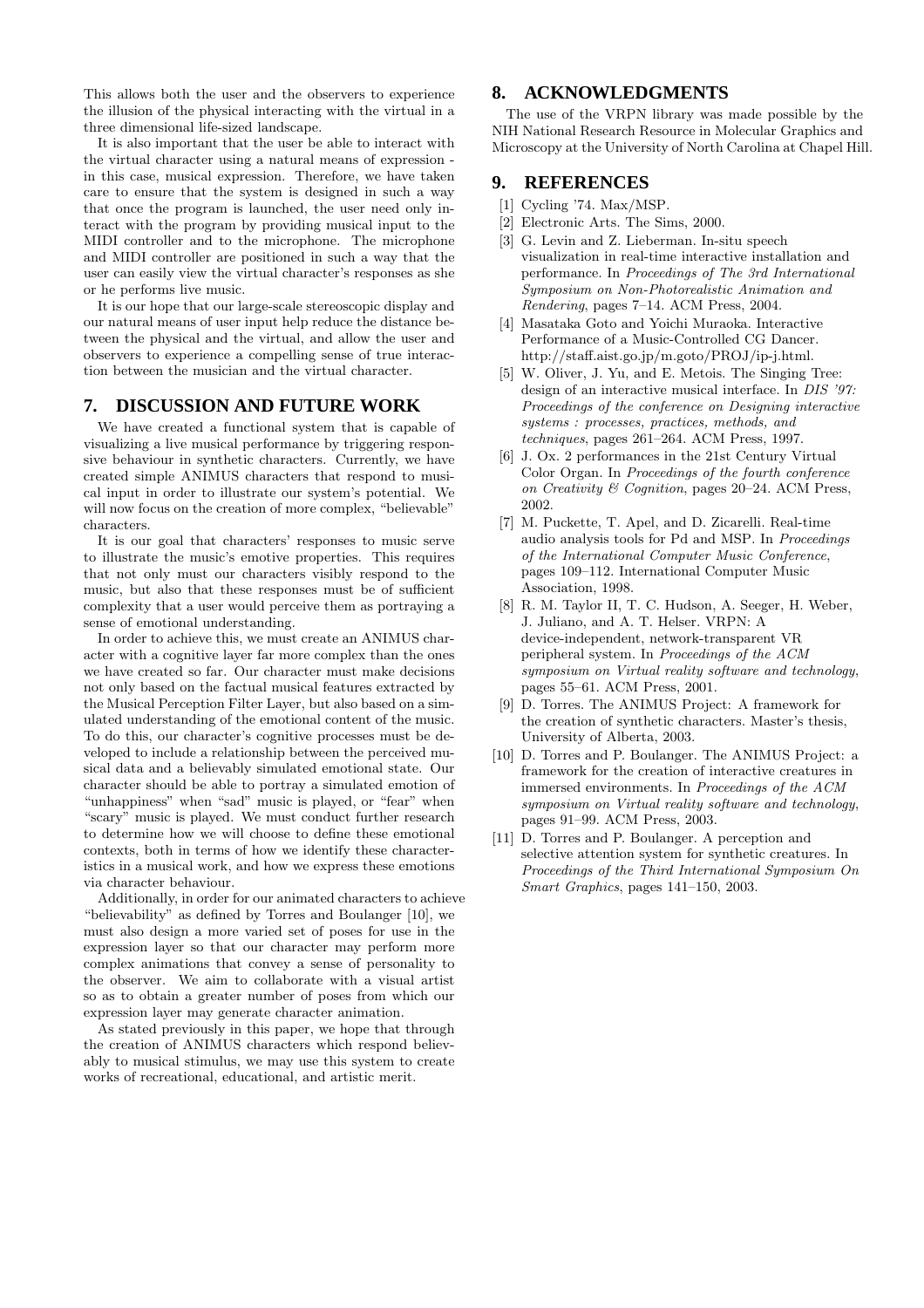This allows both the user and the observers to experience the illusion of the physical interacting with the virtual in a three dimensional life-sized landscape.

It is also important that the user be able to interact with the virtual character using a natural means of expression - in this case, musical expression. Therefore, we have taken care to ensure that the system is designed in such a way that once the program is launched, the user need only interact with the program by providing musical input to the MIDI controller and to the microphone. The microphone and MIDI controller are positioned in such a way that the user can easily view the virtual character's responses as she or he performs live music.

It is our hope that our large-scale stereoscopic display and our natural means of user input help reduce the distance between the physical and the virtual, and allow the user and observers to experience a compelling sense of true interaction between the musician and the virtual character.

## 7. DISCUSSION AND FUTURE WORK

We have created a functional system that is capable of visualizing a live musical performance by triggering responsive behaviour in synthetic characters. Currently, we have created simple ANIMUS characters that respond to musical input in order to illustrate our system's potential. We will now focus on the creation of more complex, "believable" characters.

It is our goal that characters' responses to music serve to illustrate the music's emotive properties. This requires that not only must our characters visibly respond to the music, but also that these responses must be of sufficient complexity that a user would perceive them as portraying a sense of emotional understanding.

In order to achieve this, we must create an ANIMUS character with a cognitive layer far more complex than the ones we have created so far. Our character must make decisions not only based on the factual musical features extracted by the Musical Perception Filter Layer, but also based on a simulated understanding of the emotional content of the music. To do this, our character's cognitive processes must be developed to include a relationship between the perceived musical data and a believably simulated emotional state. Our character should be able to portray a simulated emotion of "unhappiness" when "sad" music is played, or "fear" when "scary" music is played. We must conduct further research to determine how we will choose to define these emotional contexts, both in terms of how we identify these characteristics in a musical work, and how we express these emotions via character behaviour.

Additionally, in order for our animated characters to achieve "believability" as defined by Torres and Boulanger [10], we must also design a more varied set of poses for use in the expression layer so that our character may perform more complex animations that convey a sense of personality to the observer. We aim to collaborate with a visual artist so as to obtain a greater number of poses from which our expression layer may generate character animation.

As stated previously in this paper, we hope that through the creation of ANIMUS characters which respond believably to musical stimulus, we may use this system to create works of recreational, educational, and artistic merit.

## 8. ACKNOWLEDGMENTS

The use of the VRPN library was made possible by the NIH National Research Resource in Molecular Graphics and Microscopy at the University of North Carolina at Chapel Hill.

## 9. REFERENCES

[1] Cycling '74. Max/MSP.

[2] Electronic Arts. The Sims, 2000.

[3] G. Levin and Z. Lieberman. In-situ speech visualization in real-time interactive installation and performance. In *Proceedings of The 3rd International Symposium on Non-Photorealistic Animation and Rendering*, pages 7–14. ACM Press, 2004.

[4] Masataka Goto and Yoichi Muraoka. Interactive Performance of a Music-Controlled CG Dancer. http://staff.aist.go.jp/m.goto/PROJ/ip-j.html.

[5] W. Oliver, J. Yu, and E. Metois. The Singing Tree: design of an interactive musical interface. In *DIS '97: Proceedings of the conference on Designing interactive systems : processes, practices, methods, and techniques*, pages 261–264. ACM Press, 1997.

[6] J. Ox. 2 performances in the 21st Century Virtual Color Organ. In *Proceedings of the fourth conference on Creativity & Cognition*, pages 20–24. ACM Press, 2002.

[7] M. Puckette, T. Apel, and D. Zicarelli. Real-time audio analysis tools for Pd and MSP. In *Proceedings of the International Computer Music Conference*, pages 109–112. International Computer Music Association, 1998.

[8] R. M. Taylor II, T. C. Hudson, A. Seeger, H. Weber, J. Juliano, and A. T. Helser. VRPN: A device-independent, network-transparent VR peripheral system. In *Proceedings of the ACM symposium on Virtual reality software and technology*, pages 55–61. ACM Press, 2001.

[9] D. Torres. The ANIMUS Project: A framework for the creation of synthetic characters. Master's thesis, University of Alberta, 2003.

[10] D. Torres and P. Boulanger. The ANIMUS Project: a framework for the creation of interactive creatures in immersed environments. In *Proceedings of the ACM symposium on Virtual reality software and technology*, pages 91–99. ACM Press, 2003.

[11] D. Torres and P. Boulanger. A perception and selective attention system for synthetic creatures. In *Proceedings of the Third International Symposium On Smart Graphics*, pages 141–150, 2003.